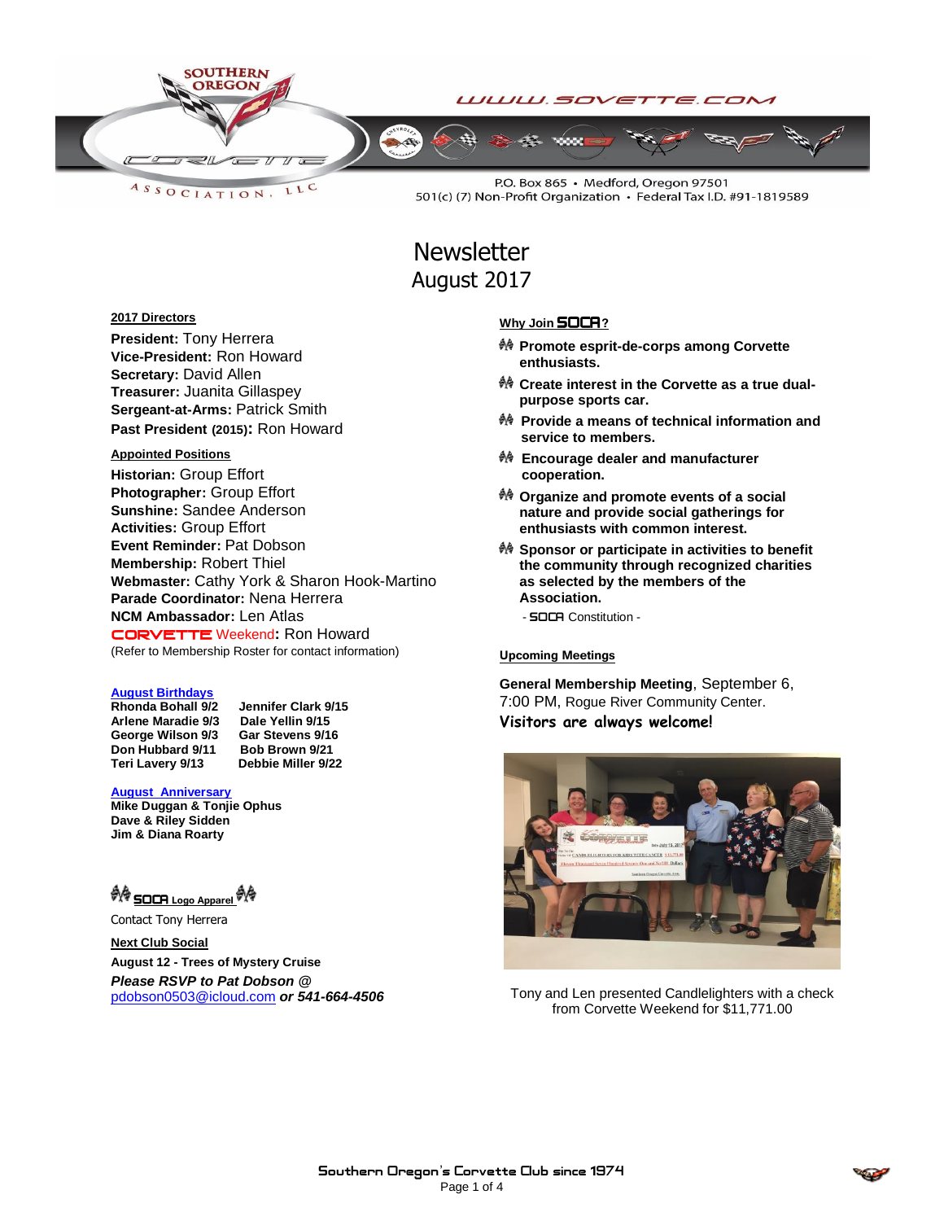SOUTHERN OREGON CORVETTE ASSOCIATION, LLC

WWW.SOVETTE.COM

P.O. Box 865 • Medford, Oregon 97501
501(c) (7) Non-Profit Organization • Federal Tax I.D. #91-1819589

# Newsletter
## August 2017

**2017 Directors**

**President:** Tony Herrera
**Vice-President:** Ron Howard
**Secretary:** David Allen
**Treasurer:** Juanita Gillaspey
**Sergeant-at-Arms:** Patrick Smith
**Past President (2015):** Ron Howard

**Appointed Positions**

**Historian:** Group Effort
**Photographer:** Group Effort
**Sunshine:** Sandee Anderson
**Activities:** Group Effort
**Event Reminder:** Pat Dobson
**Membership:** Robert Thiel
**Webmaster:** Cathy York & Sharon Hook-Martino
**Parade Coordinator:** Nena Herrera
**NCM Ambassador:** Len Atlas
**CORVETTE Weekend:** Ron Howard
(Refer to Membership Roster for contact information)

**August Birthdays**

| | |
|---|---|
| **Rhonda Bohall 9/2** | **Jennifer Clark 9/15** |
| **Arlene Maradie 9/3** | **Dale Yellin 9/15** |
| **George Wilson 9/3** | **Gar Stevens 9/16** |
| **Don Hubbard 9/11** | **Bob Brown 9/21** |
| **Teri Lavery 9/13** | **Debbie Miller 9/22** |

**August Anniversary**

**Mike Duggan & Tonjie Ophus**
**Dave & Riley Sidden**
**Jim & Diana Roarty**

**SOCA Logo Apparel**

Contact Tony Herrera

**Next Club Social**

**August 12 - Trees of Mystery Cruise**

***Please RSVP to Pat Dobson @*** pdobson0503@icloud.com ***or 541-664-4506***

**Why Join SOCA?**

- **Promote esprit-de-corps among Corvette enthusiasts.**
- **Create interest in the Corvette as a true dual-purpose sports car.**
- **Provide a means of technical information and service to members.**
- **Encourage dealer and manufacturer cooperation.**
- **Organize and promote events of a social nature and provide social gatherings for enthusiasts with common interest.**
- **Sponsor or participate in activities to benefit the community through recognized charities as selected by the members of the Association.**

- SOCA Constitution -

**Upcoming Meetings**

**General Membership Meeting**, September 6, 7:00 PM, Rogue River Community Center.

**Visitors are always welcome!**

Tony and Len presented Candlelighters with a check from Corvette Weekend for $11,771.00

Southern Oregon's Corvette Club since 1974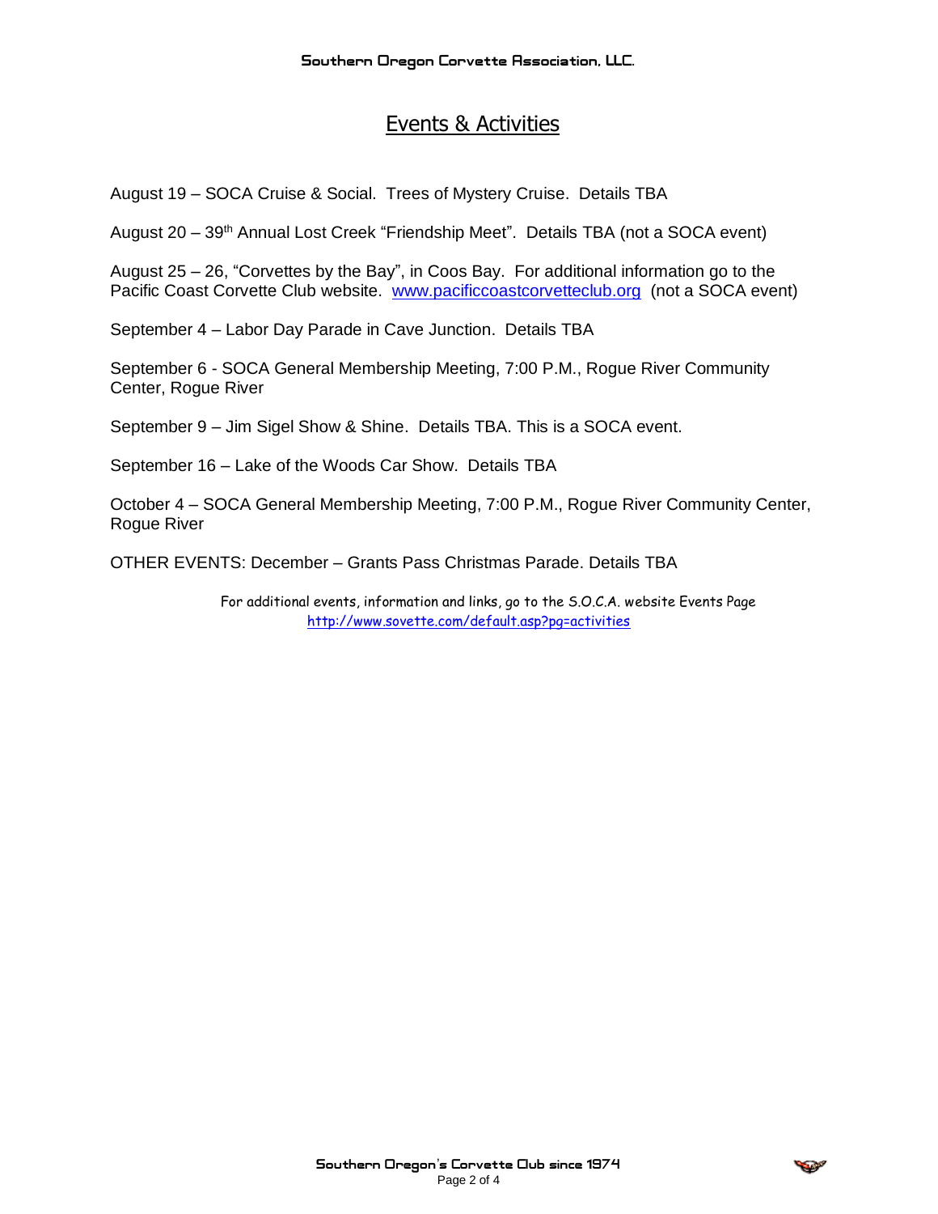# Events & Activities

August 19 – SOCA Cruise & Social. Trees of Mystery Cruise. Details TBA

August 20 – 39th Annual Lost Creek "Friendship Meet". Details TBA (not a SOCA event)

August 25 – 26, "Corvettes by the Bay", in Coos Bay. For additional information go to the Pacific Coast Corvette Club website. www.pacificcoastcorvetteclub.org (not a SOCA event)

September 4 – Labor Day Parade in Cave Junction. Details TBA

September 6 - SOCA General Membership Meeting, 7:00 P.M., Rogue River Community Center, Rogue River

September 9 – Jim Sigel Show & Shine. Details TBA. This is a SOCA event.

September 16 – Lake of the Woods Car Show. Details TBA

October 4 – SOCA General Membership Meeting, 7:00 P.M., Rogue River Community Center, Rogue River

OTHER EVENTS: December – Grants Pass Christmas Parade. Details TBA

For additional events, information and links, go to the S.O.C.A. website Events Page
http://www.sovette.com/default.asp?pg=activities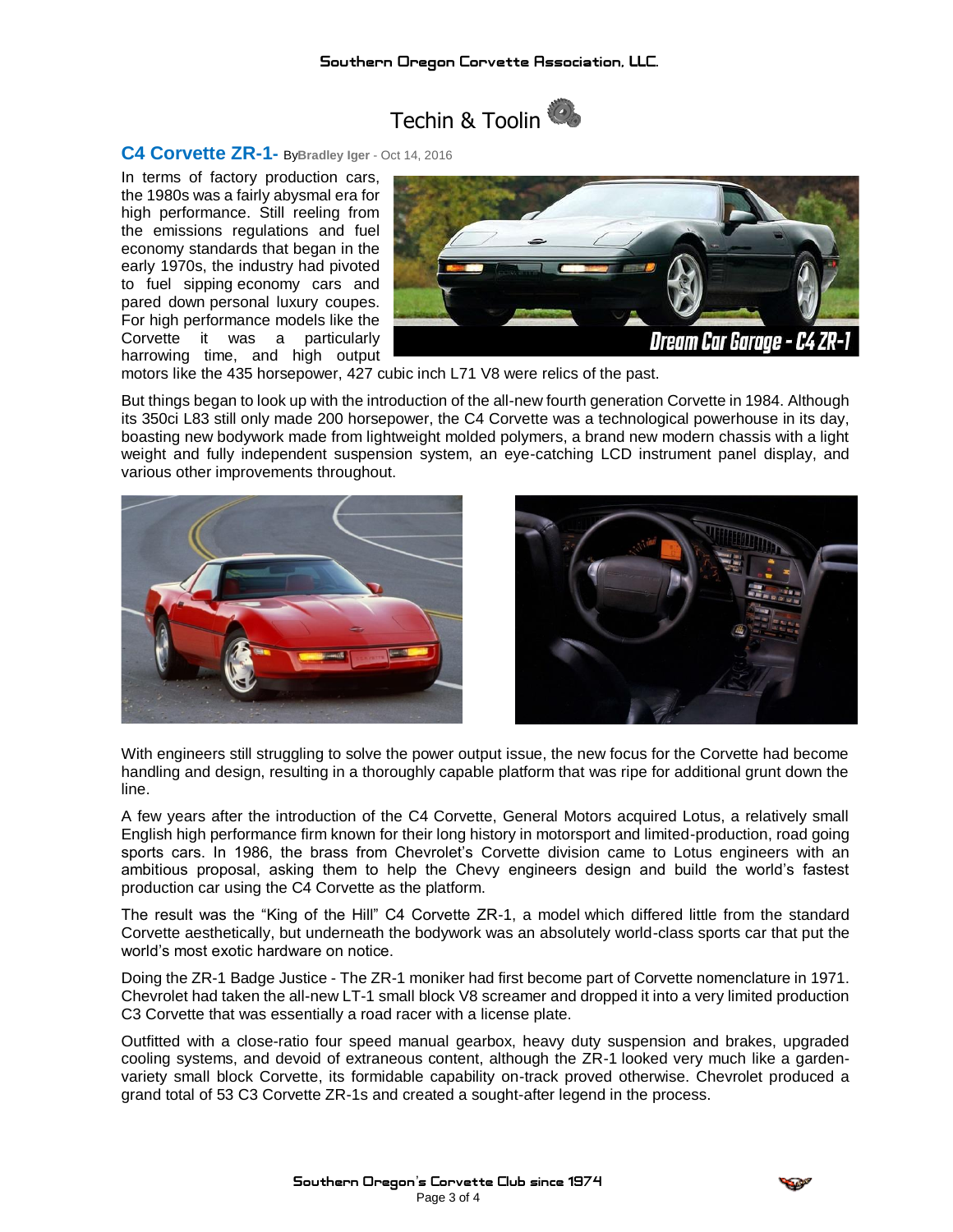# Techin & Toolin

## C4 Corvette ZR-1- ByBradley Iger - Oct 14, 2016

In terms of factory production cars, the 1980s was a fairly abysmal era for high performance. Still reeling from the emissions regulations and fuel economy standards that began in the early 1970s, the industry had pivoted to fuel sipping economy cars and pared down personal luxury coupes. For high performance models like the Corvette it was a particularly harrowing time, and high output motors like the 435 horsepower, 427 cubic inch L71 V8 were relics of the past.

Dream Car Garage - C4 ZR-1

But things began to look up with the introduction of the all-new fourth generation Corvette in 1984. Although its 350ci L83 still only made 200 horsepower, the C4 Corvette was a technological powerhouse in its day, boasting new bodywork made from lightweight molded polymers, a brand new modern chassis with a light weight and fully independent suspension system, an eye-catching LCD instrument panel display, and various other improvements throughout.

With engineers still struggling to solve the power output issue, the new focus for the Corvette had become handling and design, resulting in a thoroughly capable platform that was ripe for additional grunt down the line.

A few years after the introduction of the C4 Corvette, General Motors acquired Lotus, a relatively small English high performance firm known for their long history in motorsport and limited-production, road going sports cars. In 1986, the brass from Chevrolet's Corvette division came to Lotus engineers with an ambitious proposal, asking them to help the Chevy engineers design and build the world's fastest production car using the C4 Corvette as the platform.

The result was the "King of the Hill" C4 Corvette ZR-1, a model which differed little from the standard Corvette aesthetically, but underneath the bodywork was an absolutely world-class sports car that put the world's most exotic hardware on notice.

Doing the ZR-1 Badge Justice - The ZR-1 moniker had first become part of Corvette nomenclature in 1971. Chevrolet had taken the all-new LT-1 small block V8 screamer and dropped it into a very limited production C3 Corvette that was essentially a road racer with a license plate.

Outfitted with a close-ratio four speed manual gearbox, heavy duty suspension and brakes, upgraded cooling systems, and devoid of extraneous content, although the ZR-1 looked very much like a garden-variety small block Corvette, its formidable capability on-track proved otherwise. Chevrolet produced a grand total of 53 C3 Corvette ZR-1s and created a sought-after legend in the process.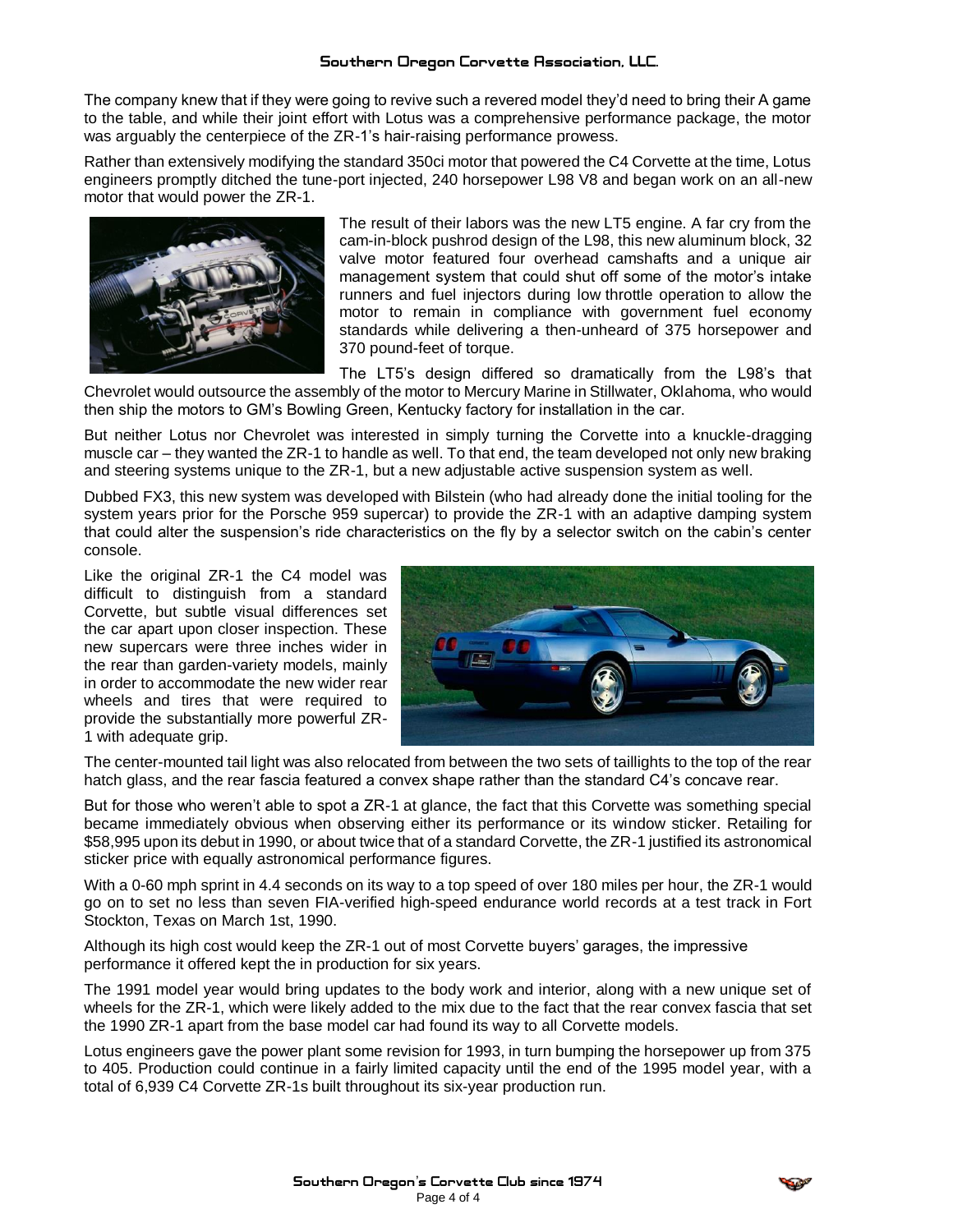The company knew that if they were going to revive such a revered model they'd need to bring their A game to the table, and while their joint effort with Lotus was a comprehensive performance package, the motor was arguably the centerpiece of the ZR-1's hair-raising performance prowess.

Rather than extensively modifying the standard 350ci motor that powered the C4 Corvette at the time, Lotus engineers promptly ditched the tune-port injected, 240 horsepower L98 V8 and began work on an all-new motor that would power the ZR-1.

The result of their labors was the new LT5 engine. A far cry from the cam-in-block pushrod design of the L98, this new aluminum block, 32 valve motor featured four overhead camshafts and a unique air management system that could shut off some of the motor's intake runners and fuel injectors during low throttle operation to allow the motor to remain in compliance with government fuel economy standards while delivering a then-unheard of 375 horsepower and 370 pound-feet of torque.

The LT5's design differed so dramatically from the L98's that Chevrolet would outsource the assembly of the motor to Mercury Marine in Stillwater, Oklahoma, who would then ship the motors to GM's Bowling Green, Kentucky factory for installation in the car.

But neither Lotus nor Chevrolet was interested in simply turning the Corvette into a knuckle-dragging muscle car – they wanted the ZR-1 to handle as well. To that end, the team developed not only new braking and steering systems unique to the ZR-1, but a new adjustable active suspension system as well.

Dubbed FX3, this new system was developed with Bilstein (who had already done the initial tooling for the system years prior for the Porsche 959 supercar) to provide the ZR-1 with an adaptive damping system that could alter the suspension's ride characteristics on the fly by a selector switch on the cabin's center console.

Like the original ZR-1 the C4 model was difficult to distinguish from a standard Corvette, but subtle visual differences set the car apart upon closer inspection. These new supercars were three inches wider in the rear than garden-variety models, mainly in order to accommodate the new wider rear wheels and tires that were required to provide the substantially more powerful ZR-1 with adequate grip.

The center-mounted tail light was also relocated from between the two sets of taillights to the top of the rear hatch glass, and the rear fascia featured a convex shape rather than the standard C4's concave rear.

But for those who weren't able to spot a ZR-1 at glance, the fact that this Corvette was something special became immediately obvious when observing either its performance or its window sticker. Retailing for $58,995 upon its debut in 1990, or about twice that of a standard Corvette, the ZR-1 justified its astronomical sticker price with equally astronomical performance figures.

With a 0-60 mph sprint in 4.4 seconds on its way to a top speed of over 180 miles per hour, the ZR-1 would go on to set no less than seven FIA-verified high-speed endurance world records at a test track in Fort Stockton, Texas on March 1st, 1990.

Although its high cost would keep the ZR-1 out of most Corvette buyers' garages, the impressive performance it offered kept the in production for six years.

The 1991 model year would bring updates to the body work and interior, along with a new unique set of wheels for the ZR-1, which were likely added to the mix due to the fact that the rear convex fascia that set the 1990 ZR-1 apart from the base model car had found its way to all Corvette models.

Lotus engineers gave the power plant some revision for 1993, in turn bumping the horsepower up from 375 to 405. Production could continue in a fairly limited capacity until the end of the 1995 model year, with a total of 6,939 C4 Corvette ZR-1s built throughout its six-year production run.